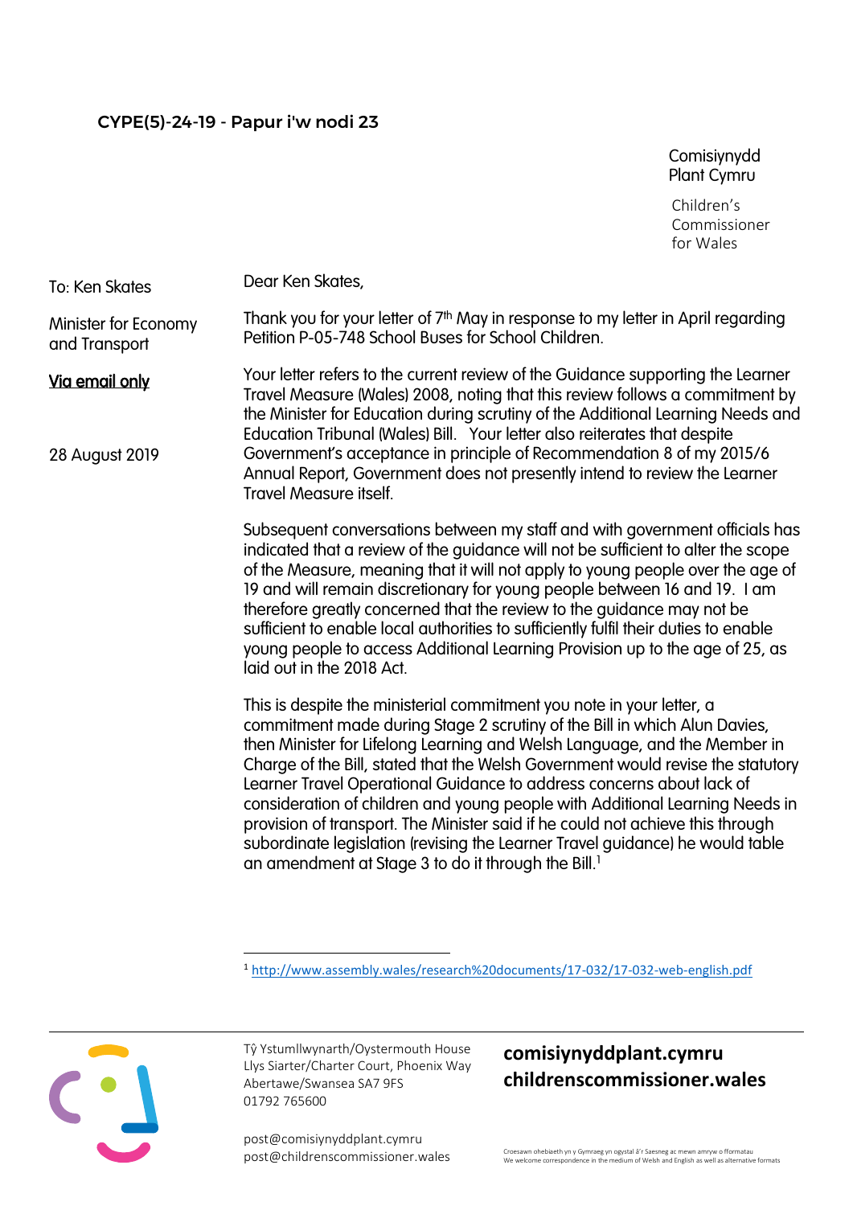**CYPE(5)-24-19 - Papur i'w nodi 23**

Comisiynydd Plant Cymru

Children's Commissioner for Wales

To: Ken Skates

Minister for Economy and Transport

Via email only

28 August 2019

Dear Ken Skates,

Thank you for your letter of 7th May in response to my letter in April regarding Petition P-05-748 School Buses for School Children.

Your letter refers to the current review of the Guidance supporting the Learner Travel Measure (Wales) 2008, noting that this review follows a commitment by the Minister for Education during scrutiny of the Additional Learning Needs and Education Tribunal (Wales) Bill. Your letter also reiterates that despite Government's acceptance in principle of Recommendation 8 of my 2015/6 Annual Report, Government does not presently intend to review the Learner Travel Measure itself.

Subsequent conversations between my staff and with government officials has indicated that a review of the guidance will not be sufficient to alter the scope of the Measure, meaning that it will not apply to young people over the age of 19 and will remain discretionary for young people between 16 and 19. I am therefore greatly concerned that the review to the guidance may not be sufficient to enable local authorities to sufficiently fulfil their duties to enable young people to access Additional Learning Provision up to the age of 25, as laid out in the 2018 Act.

This is despite the ministerial commitment you note in your letter, a commitment made during Stage 2 scrutiny of the Bill in which Alun Davies, then Minister for Lifelong Learning and Welsh Language, and the Member in Charge of the Bill, stated that the Welsh Government would revise the statutory Learner Travel Operational Guidance to address concerns about lack of consideration of children and young people with Additional Learning Needs in provision of transport. The Minister said if he could not achieve this through subordinate legislation (revising the Learner Travel guidance) he would table an amendment at Stage 3 to do it through the Bill.[1]

[1] http://www.assembly.wales/research%20documents/17-032/17-032-web-english.pdf

Tŷ Ystumllwynarth/Oystermouth House
Llys Siarter/Charter Court, Phoenix Way
Abertawe/Swansea SA7 9FS
01792 765600

post@comisiynyddplant.cymru
post@childrenscommissioner.wales

**comisiynyddplant.cymru**
**childrenscommissioner.wales**

Croesawn ohebiaeth yn y Gymraeg yn ogystal â'r Saesneg ac mewn amryw o fformatau
We welcome correspondence in the medium of Welsh and English as well as alternative formats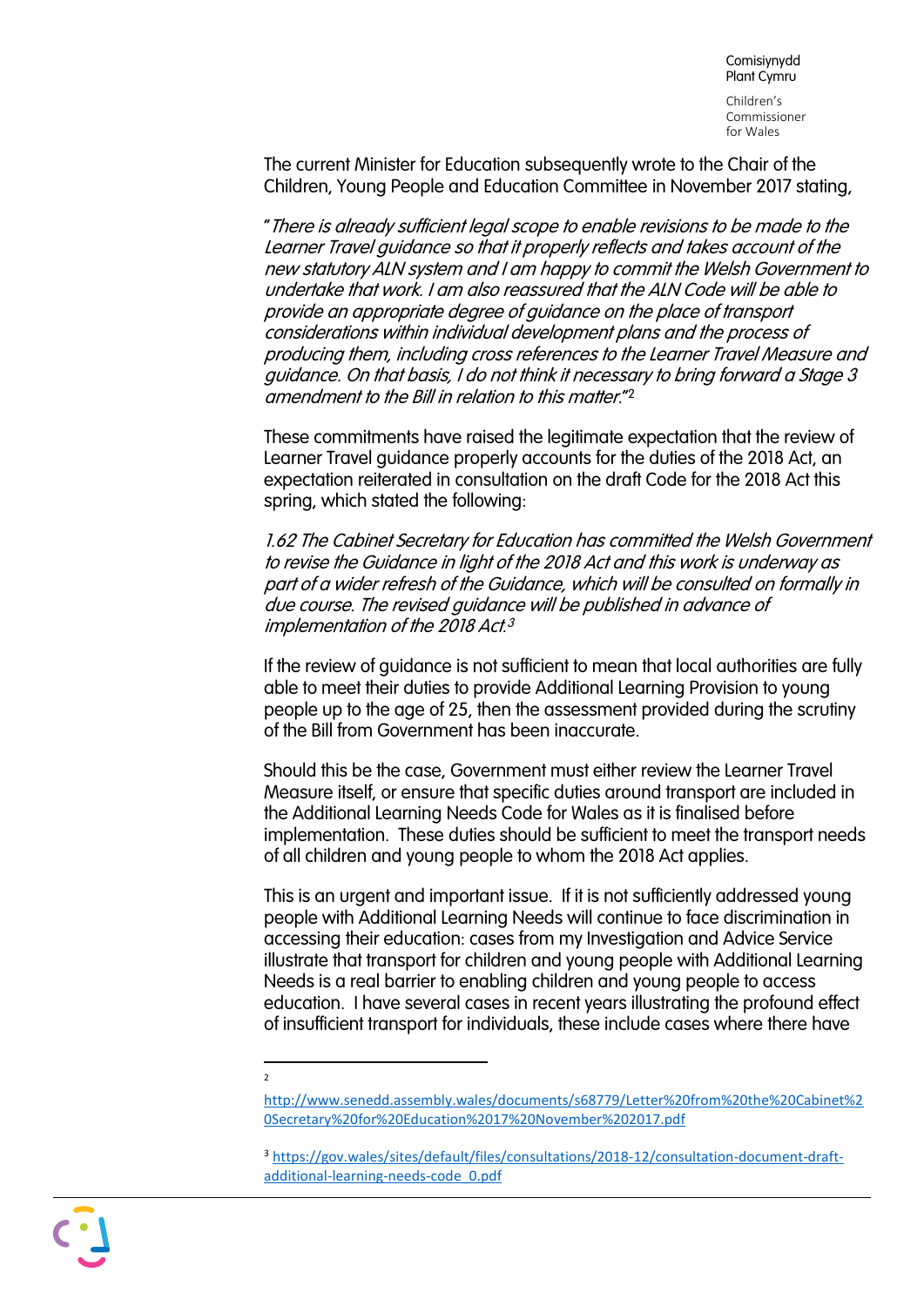The current Minister for Education subsequently wrote to the Chair of the Children, Young People and Education Committee in November 2017 stating,

"*There is already sufficient legal scope to enable revisions to be made to the Learner Travel guidance so that it properly reflects and takes account of the new statutory ALN system and I am happy to commit the Welsh Government to undertake that work. I am also reassured that the ALN Code will be able to provide an appropriate degree of guidance on the place of transport considerations within individual development plans and the process of producing them, including cross references to the Learner Travel Measure and guidance. On that basis, I do not think it necessary to bring forward a Stage 3 amendment to the Bill in relation to this matter.*"[2]

These commitments have raised the legitimate expectation that the review of Learner Travel guidance properly accounts for the duties of the 2018 Act, an expectation reiterated in consultation on the draft Code for the 2018 Act this spring, which stated the following:

*1.62 The Cabinet Secretary for Education has committed the Welsh Government to revise the Guidance in light of the 2018 Act and this work is underway as part of a wider refresh of the Guidance, which will be consulted on formally in due course. The revised guidance will be published in advance of implementation of the 2018 Act.*[3]

If the review of guidance is not sufficient to mean that local authorities are fully able to meet their duties to provide Additional Learning Provision to young people up to the age of 25, then the assessment provided during the scrutiny of the Bill from Government has been inaccurate.

Should this be the case, Government must either review the Learner Travel Measure itself, or ensure that specific duties around transport are included in the Additional Learning Needs Code for Wales as it is finalised before implementation. These duties should be sufficient to meet the transport needs of all children and young people to whom the 2018 Act applies.

This is an urgent and important issue. If it is not sufficiently addressed young people with Additional Learning Needs will continue to face discrimination in accessing their education: cases from my Investigation and Advice Service illustrate that transport for children and young people with Additional Learning Needs is a real barrier to enabling children and young people to access education. I have several cases in recent years illustrating the profound effect of insufficient transport for individuals, these include cases where there have

---

[2] http://www.senedd.assembly.wales/documents/s68779/Letter%20from%20the%20Cabinet%20Secretary%20for%20Education%2017%20November%202017.pdf

[3] https://gov.wales/sites/default/files/consultations/2018-12/consultation-document-draft-additional-learning-needs-code_0.pdf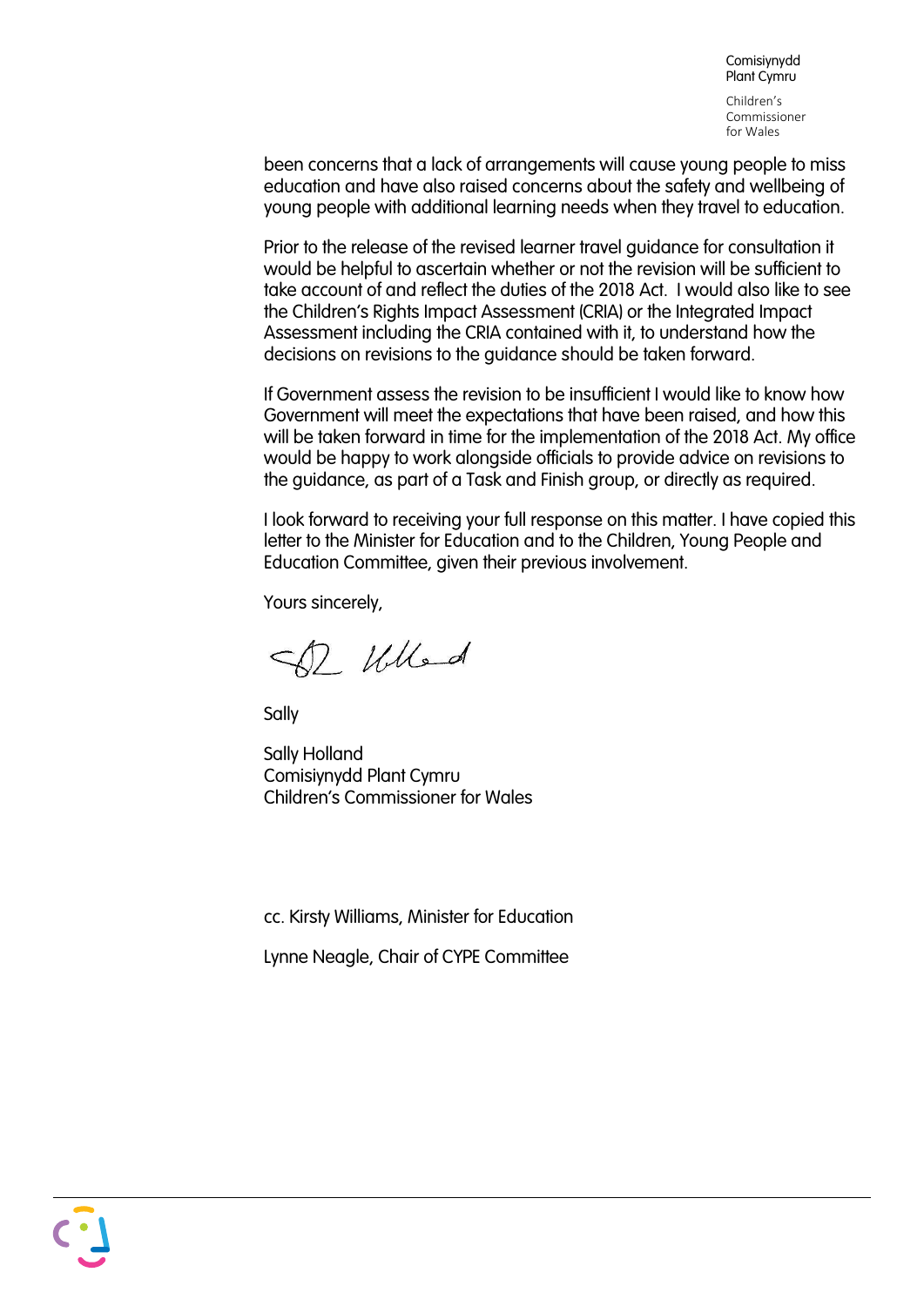been concerns that a lack of arrangements will cause young people to miss education and have also raised concerns about the safety and wellbeing of young people with additional learning needs when they travel to education.

Prior to the release of the revised learner travel guidance for consultation it would be helpful to ascertain whether or not the revision will be sufficient to take account of and reflect the duties of the 2018 Act. I would also like to see the Children's Rights Impact Assessment (CRIA) or the Integrated Impact Assessment including the CRIA contained with it, to understand how the decisions on revisions to the guidance should be taken forward.

If Government assess the revision to be insufficient I would like to know how Government will meet the expectations that have been raised, and how this will be taken forward in time for the implementation of the 2018 Act. My office would be happy to work alongside officials to provide advice on revisions to the guidance, as part of a Task and Finish group, or directly as required.

I look forward to receiving your full response on this matter. I have copied this letter to the Minister for Education and to the Children, Young People and Education Committee, given their previous involvement.

Yours sincerely,

Sally

Sally Holland
Comisiynydd Plant Cymru
Children's Commissioner for Wales

cc. Kirsty Williams, Minister for Education

Lynne Neagle, Chair of CYPE Committee